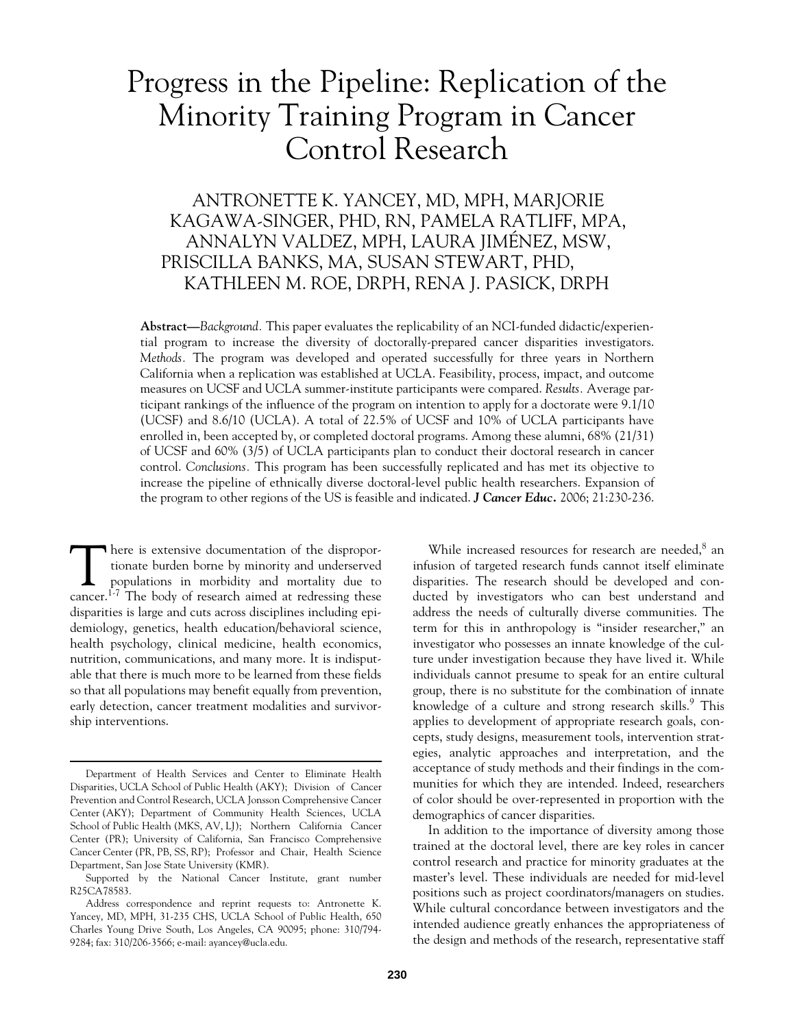# Progress in the Pipeline: Replication of the Minority Training Program in Cancer Control Research

ANTRONETTE K. YANCEY, MD, MPH, MARJORIE KAGAWA-SINGER, PHD, RN, PAMELA RATLIFF, MPA, ANNALYN VALDEZ, MPH, LAURA JIMÉNEZ, MSW, PRISCILLA BANKS, MA, SUSAN STEWART, PHD, KATHLEEN M. ROE, DRPH, RENA J. PASICK, DRPH

**Abstract**—*Background.* This paper evaluates the replicability of an NCI-funded didactic/experiential program to increase the diversity of doctorally-prepared cancer disparities investigators. *Methods.* The program was developed and operated successfully for three years in Northern California when a replication was established at UCLA. Feasibility, process, impact, and outcome measures on UCSF and UCLA summer-institute participants were compared. *Results.* Average participant rankings of the influence of the program on intention to apply for a doctorate were 9.1/10 (UCSF) and 8.6/10 (UCLA). A total of 22.5% of UCSF and 10% of UCLA participants have enrolled in, been accepted by, or completed doctoral programs. Among these alumni, 68% (21/31) of UCSF and 60% (3/5) of UCLA participants plan to conduct their doctoral research in cancer control. *Conclusions.* This program has been successfully replicated and has met its objective to increase the pipeline of ethnically diverse doctoral-level public health researchers. Expansion of the program to other regions of the US is feasible and indicated. ***J Cancer Educ.*** 2006; 21:230-236.

There is extensive documentation of the disproportionate burden borne by minority and underserved populations in morbidity and mortality due to cancer.[1-7] The body of research aimed at redressing these disparities is large and cuts across disciplines including epidemiology, genetics, health education/behavioral science, health psychology, clinical medicine, health economics, nutrition, communications, and many more. It is indisputable that there is much more to be learned from these fields so that all populations may benefit equally from prevention, early detection, cancer treatment modalities and survivorship interventions.

While increased resources for research are needed,[8] an infusion of targeted research funds cannot itself eliminate disparities. The research should be developed and conducted by investigators who can best understand and address the needs of culturally diverse communities. The term for this in anthropology is "insider researcher," an investigator who possesses an innate knowledge of the culture under investigation because they have lived it. While individuals cannot presume to speak for an entire cultural group, there is no substitute for the combination of innate knowledge of a culture and strong research skills.[9] This applies to development of appropriate research goals, concepts, study designs, measurement tools, intervention strategies, analytic approaches and interpretation, and the acceptance of study methods and their findings in the communities for which they are intended. Indeed, researchers of color should be over-represented in proportion with the demographics of cancer disparities.

In addition to the importance of diversity among those trained at the doctoral level, there are key roles in cancer control research and practice for minority graduates at the master's level. These individuals are needed for mid-level positions such as project coordinators/managers on studies. While cultural concordance between investigators and the intended audience greatly enhances the appropriateness of the design and methods of the research, representative staff

---

Department of Health Services and Center to Eliminate Health Disparities, UCLA School of Public Health (AKY); Division of Cancer Prevention and Control Research, UCLA Jonsson Comprehensive Cancer Center (AKY); Department of Community Health Sciences, UCLA School of Public Health (MKS, AV, LJ); Northern California Cancer Center (PR); University of California, San Francisco Comprehensive Cancer Center (PR, PB, SS, RP); Professor and Chair, Health Science Department, San Jose State University (KMR).

Supported by the National Cancer Institute, grant number R25CA78583.

Address correspondence and reprint requests to: Antronette K. Yancey, MD, MPH, 31-235 CHS, UCLA School of Public Health, 650 Charles Young Drive South, Los Angeles, CA 90095; phone: 310/794-9284; fax: 310/206-3566; e-mail: ayancey@ucla.edu.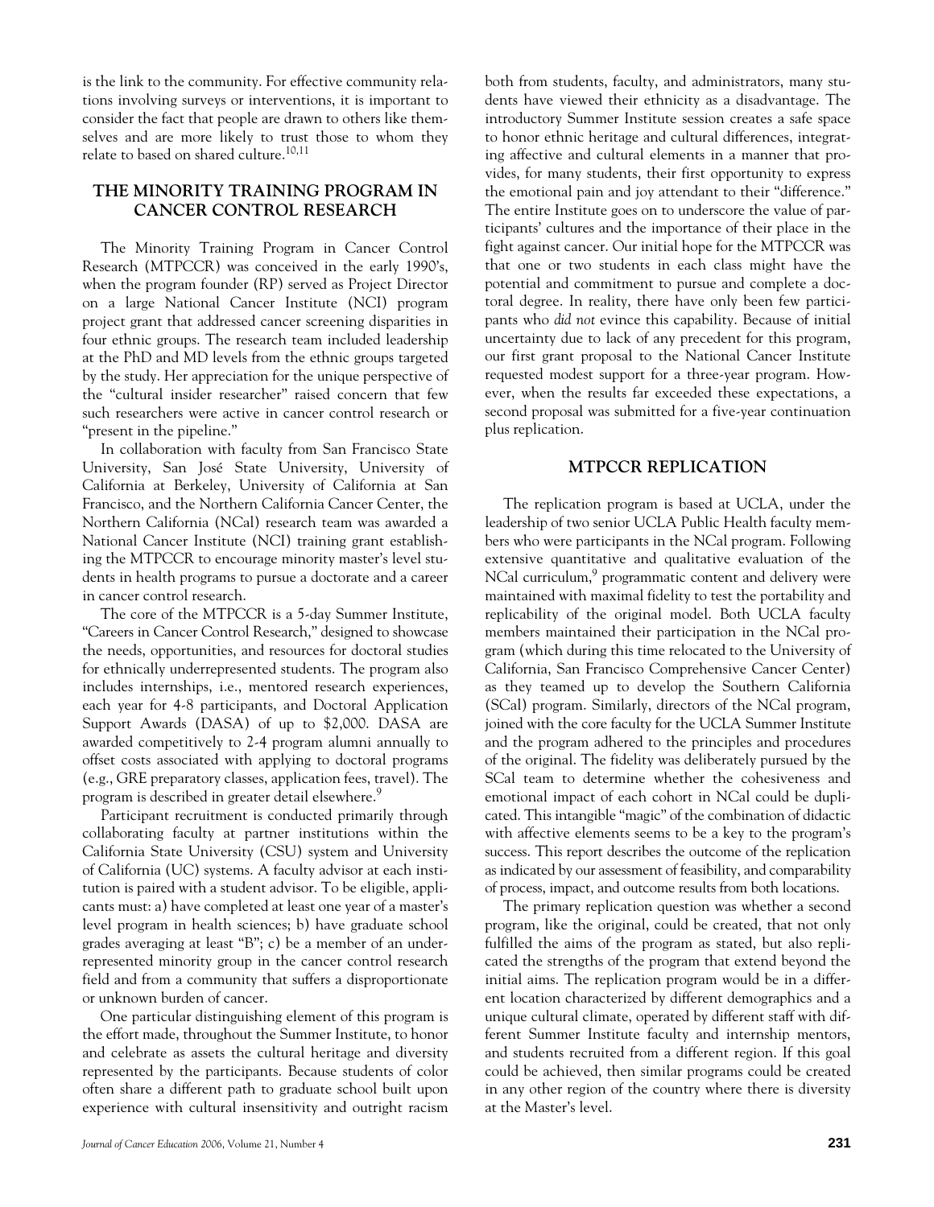is the link to the community. For effective community relations involving surveys or interventions, it is important to consider the fact that people are drawn to others like themselves and are more likely to trust those to whom they relate to based on shared culture.[10,11]

## THE MINORITY TRAINING PROGRAM IN CANCER CONTROL RESEARCH

The Minority Training Program in Cancer Control Research (MTPCCR) was conceived in the early 1990's, when the program founder (RP) served as Project Director on a large National Cancer Institute (NCI) program project grant that addressed cancer screening disparities in four ethnic groups. The research team included leadership at the PhD and MD levels from the ethnic groups targeted by the study. Her appreciation for the unique perspective of the "cultural insider researcher" raised concern that few such researchers were active in cancer control research or "present in the pipeline."

In collaboration with faculty from San Francisco State University, San José State University, University of California at Berkeley, University of California at San Francisco, and the Northern California Cancer Center, the Northern California (NCal) research team was awarded a National Cancer Institute (NCI) training grant establishing the MTPCCR to encourage minority master's level students in health programs to pursue a doctorate and a career in cancer control research.

The core of the MTPCCR is a 5-day Summer Institute, "Careers in Cancer Control Research," designed to showcase the needs, opportunities, and resources for doctoral studies for ethnically underrepresented students. The program also includes internships, i.e., mentored research experiences, each year for 4-8 participants, and Doctoral Application Support Awards (DASA) of up to $2,000. DASA are awarded competitively to 2-4 program alumni annually to offset costs associated with applying to doctoral programs (e.g., GRE preparatory classes, application fees, travel). The program is described in greater detail elsewhere.[9]

Participant recruitment is conducted primarily through collaborating faculty at partner institutions within the California State University (CSU) system and University of California (UC) systems. A faculty advisor at each institution is paired with a student advisor. To be eligible, applicants must: a) have completed at least one year of a master's level program in health sciences; b) have graduate school grades averaging at least "B"; c) be a member of an underrepresented minority group in the cancer control research field and from a community that suffers a disproportionate or unknown burden of cancer.

One particular distinguishing element of this program is the effort made, throughout the Summer Institute, to honor and celebrate as assets the cultural heritage and diversity represented by the participants. Because students of color often share a different path to graduate school built upon experience with cultural insensitivity and outright racism both from students, faculty, and administrators, many students have viewed their ethnicity as a disadvantage. The introductory Summer Institute session creates a safe space to honor ethnic heritage and cultural differences, integrating affective and cultural elements in a manner that provides, for many students, their first opportunity to express the emotional pain and joy attendant to their "difference." The entire Institute goes on to underscore the value of participants' cultures and the importance of their place in the fight against cancer. Our initial hope for the MTPCCR was that one or two students in each class might have the potential and commitment to pursue and complete a doctoral degree. In reality, there have only been few participants who *did not* evince this capability. Because of initial uncertainty due to lack of any precedent for this program, our first grant proposal to the National Cancer Institute requested modest support for a three-year program. However, when the results far exceeded these expectations, a second proposal was submitted for a five-year continuation plus replication.

## MTPCCR REPLICATION

The replication program is based at UCLA, under the leadership of two senior UCLA Public Health faculty members who were participants in the NCal program. Following extensive quantitative and qualitative evaluation of the NCal curriculum,[9] programmatic content and delivery were maintained with maximal fidelity to test the portability and replicability of the original model. Both UCLA faculty members maintained their participation in the NCal program (which during this time relocated to the University of California, San Francisco Comprehensive Cancer Center) as they teamed up to develop the Southern California (SCal) program. Similarly, directors of the NCal program, joined with the core faculty for the UCLA Summer Institute and the program adhered to the principles and procedures of the original. The fidelity was deliberately pursued by the SCal team to determine whether the cohesiveness and emotional impact of each cohort in NCal could be duplicated. This intangible "magic" of the combination of didactic with affective elements seems to be a key to the program's success. This report describes the outcome of the replication as indicated by our assessment of feasibility, and comparability of process, impact, and outcome results from both locations.

The primary replication question was whether a second program, like the original, could be created, that not only fulfilled the aims of the program as stated, but also replicated the strengths of the program that extend beyond the initial aims. The replication program would be in a different location characterized by different demographics and a unique cultural climate, operated by different staff with different Summer Institute faculty and internship mentors, and students recruited from a different region. If this goal could be achieved, then similar programs could be created in any other region of the country where there is diversity at the Master's level.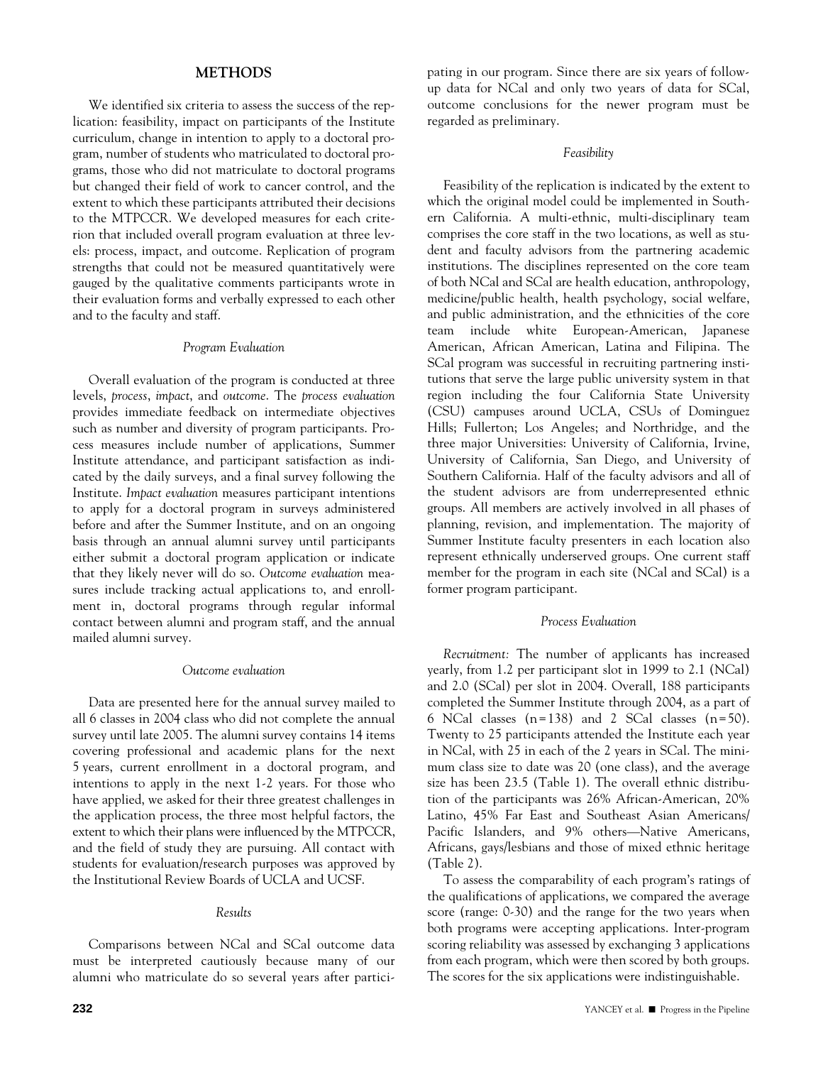## METHODS

We identified six criteria to assess the success of the replication: feasibility, impact on participants of the Institute curriculum, change in intention to apply to a doctoral program, number of students who matriculated to doctoral programs, those who did not matriculate to doctoral programs but changed their field of work to cancer control, and the extent to which these participants attributed their decisions to the MTPCCR. We developed measures for each criterion that included overall program evaluation at three levels: process, impact, and outcome. Replication of program strengths that could not be measured quantitatively were gauged by the qualitative comments participants wrote in their evaluation forms and verbally expressed to each other and to the faculty and staff.

### *Program Evaluation*

Overall evaluation of the program is conducted at three levels, *process*, *impact*, and *outcome*. The *process evaluation* provides immediate feedback on intermediate objectives such as number and diversity of program participants. Process measures include number of applications, Summer Institute attendance, and participant satisfaction as indicated by the daily surveys, and a final survey following the Institute. *Impact evaluation* measures participant intentions to apply for a doctoral program in surveys administered before and after the Summer Institute, and on an ongoing basis through an annual alumni survey until participants either submit a doctoral program application or indicate that they likely never will do so. *Outcome evaluation* measures include tracking actual applications to, and enrollment in, doctoral programs through regular informal contact between alumni and program staff, and the annual mailed alumni survey.

### *Outcome evaluation*

Data are presented here for the annual survey mailed to all 6 classes in 2004 class who did not complete the annual survey until late 2005. The alumni survey contains 14 items covering professional and academic plans for the next 5 years, current enrollment in a doctoral program, and intentions to apply in the next 1-2 years. For those who have applied, we asked for their three greatest challenges in the application process, the three most helpful factors, the extent to which their plans were influenced by the MTPCCR, and the field of study they are pursuing. All contact with students for evaluation/research purposes was approved by the Institutional Review Boards of UCLA and UCSF.

### *Results*

Comparisons between NCal and SCal outcome data must be interpreted cautiously because many of our alumni who matriculate do so several years after participating in our program. Since there are six years of follow-up data for NCal and only two years of data for SCal, outcome conclusions for the newer program must be regarded as preliminary.

### *Feasibility*

Feasibility of the replication is indicated by the extent to which the original model could be implemented in Southern California. A multi-ethnic, multi-disciplinary team comprises the core staff in the two locations, as well as student and faculty advisors from the partnering academic institutions. The disciplines represented on the core team of both NCal and SCal are health education, anthropology, medicine/public health, health psychology, social welfare, and public administration, and the ethnicities of the core team include white European-American, Japanese American, African American, Latina and Filipina. The SCal program was successful in recruiting partnering institutions that serve the large public university system in that region including the four California State University (CSU) campuses around UCLA, CSUs of Dominguez Hills; Fullerton; Los Angeles; and Northridge, and the three major Universities: University of California, Irvine, University of California, San Diego, and University of Southern California. Half of the faculty advisors and all of the student advisors are from underrepresented ethnic groups. All members are actively involved in all phases of planning, revision, and implementation. The majority of Summer Institute faculty presenters in each location also represent ethnically underserved groups. One current staff member for the program in each site (NCal and SCal) is a former program participant.

### *Process Evaluation*

*Recruitment:* The number of applicants has increased yearly, from 1.2 per participant slot in 1999 to 2.1 (NCal) and 2.0 (SCal) per slot in 2004. Overall, 188 participants completed the Summer Institute through 2004, as a part of 6 NCal classes (n=138) and 2 SCal classes (n=50). Twenty to 25 participants attended the Institute each year in NCal, with 25 in each of the 2 years in SCal. The minimum class size to date was 20 (one class), and the average size has been 23.5 (Table 1). The overall ethnic distribution of the participants was 26% African-American, 20% Latino, 45% Far East and Southeast Asian Americans/Pacific Islanders, and 9% others—Native Americans, Africans, gays/lesbians and those of mixed ethnic heritage (Table 2).

To assess the comparability of each program's ratings of the qualifications of applications, we compared the average score (range: 0-30) and the range for the two years when both programs were accepting applications. Inter-program scoring reliability was assessed by exchanging 3 applications from each program, which were then scored by both groups. The scores for the six applications were indistinguishable.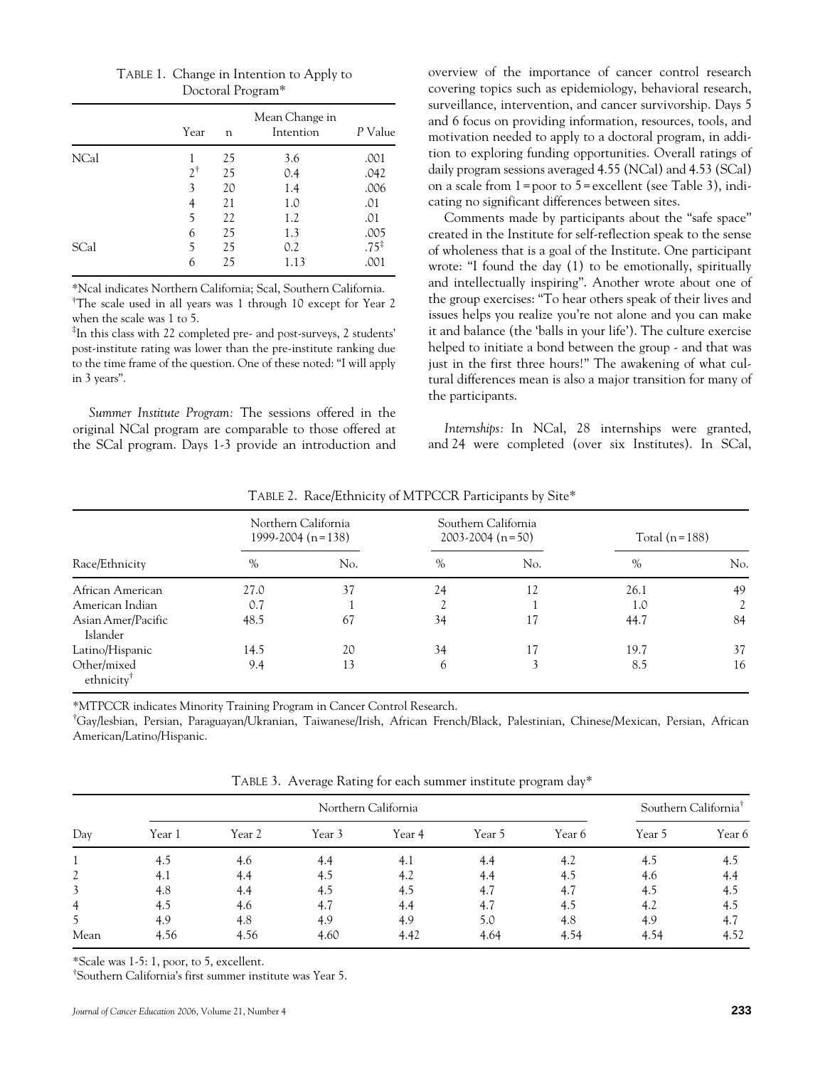TABLE 1. Change in Intention to Apply to Doctoral Program*

| | Year | n | Mean Change in Intention | P Value |
|---|---|---|---|---|
| NCal | 1 | 25 | 3.6 | .001 |
| | 2[†] | 25 | 0.4 | .042 |
| | 3 | 20 | 1.4 | .006 |
| | 4 | 21 | 1.0 | .01 |
| | 5 | 22 | 1.2 | .01 |
| | 6 | 25 | 1.3 | .005 |
| SCal | 5 | 25 | 0.2 | .75[‡] |
| | 6 | 25 | 1.13 | .001 |

*Ncal indicates Northern California; Scal, Southern California.
[†]The scale used in all years was 1 through 10 except for Year 2 when the scale was 1 to 5.
[‡]In this class with 22 completed pre- and post-surveys, 2 students' post-institute rating was lower than the pre-institute ranking due to the time frame of the question. One of these noted: "I will apply in 3 years".

*Summer Institute Program:* The sessions offered in the original NCal program are comparable to those offered at the SCal program. Days 1-3 provide an introduction and overview of the importance of cancer control research covering topics such as epidemiology, behavioral research, surveillance, intervention, and cancer survivorship. Days 5 and 6 focus on providing information, resources, tools, and motivation needed to apply to a doctoral program, in addition to exploring funding opportunities. Overall ratings of daily program sessions averaged 4.55 (NCal) and 4.53 (SCal) on a scale from 1 = poor to 5 = excellent (see Table 3), indicating no significant differences between sites.

Comments made by participants about the "safe space" created in the Institute for self-reflection speak to the sense of wholeness that is a goal of the Institute. One participant wrote: "I found the day (1) to be emotionally, spiritually and intellectually inspiring". Another wrote about one of the group exercises: "To hear others speak of their lives and issues helps you realize you're not alone and you can make it and balance (the 'balls in your life'). The culture exercise helped to initiate a bond between the group - and that was just in the first three hours!" The awakening of what cultural differences mean is also a major transition for many of the participants.

*Internships:* In NCal, 28 internships were granted, and 24 were completed (over six Institutes). In SCal,

TABLE 2. Race/Ethnicity of MTPCCR Participants by Site*

| Race/Ethnicity | Northern California 1999-2004 (n = 138) | | Southern California 2003-2004 (n = 50) | | Total (n = 188) | |
|---|---|---|---|---|---|---|
| | % | No. | % | No. | % | No. |
| African American | 27.0 | 37 | 24 | 12 | 26.1 | 49 |
| American Indian | 0.7 | 1 | 2 | 1 | 1.0 | 2 |
| Asian Amer/Pacific Islander | 48.5 | 67 | 34 | 17 | 44.7 | 84 |
| Latino/Hispanic | 14.5 | 20 | 34 | 17 | 19.7 | 37 |
| Other/mixed ethnicity[†] | 9.4 | 13 | 6 | 3 | 8.5 | 16 |

*MTPCCR indicates Minority Training Program in Cancer Control Research.
[†]Gay/lesbian, Persian, Paraguayan/Ukranian, Taiwanese/Irish, African French/Black, Palestinian, Chinese/Mexican, Persian, African American/Latino/Hispanic.

TABLE 3. Average Rating for each summer institute program day*

| Day | Northern California | | | | | | Southern California[†] | |
|---|---|---|---|---|---|---|---|---|
| | Year 1 | Year 2 | Year 3 | Year 4 | Year 5 | Year 6 | Year 5 | Year 6 |
| 1 | 4.5 | 4.6 | 4.4 | 4.1 | 4.4 | 4.2 | 4.5 | 4.5 |
| 2 | 4.1 | 4.4 | 4.5 | 4.2 | 4.4 | 4.5 | 4.6 | 4.4 |
| 3 | 4.8 | 4.4 | 4.5 | 4.5 | 4.7 | 4.7 | 4.5 | 4.5 |
| 4 | 4.5 | 4.6 | 4.7 | 4.4 | 4.7 | 4.5 | 4.2 | 4.5 |
| 5 | 4.9 | 4.8 | 4.9 | 4.9 | 5.0 | 4.8 | 4.9 | 4.7 |
| Mean | 4.56 | 4.56 | 4.60 | 4.42 | 4.64 | 4.54 | 4.54 | 4.52 |

*Scale was 1-5: 1, poor, to 5, excellent.
[†]Southern California's first summer institute was Year 5.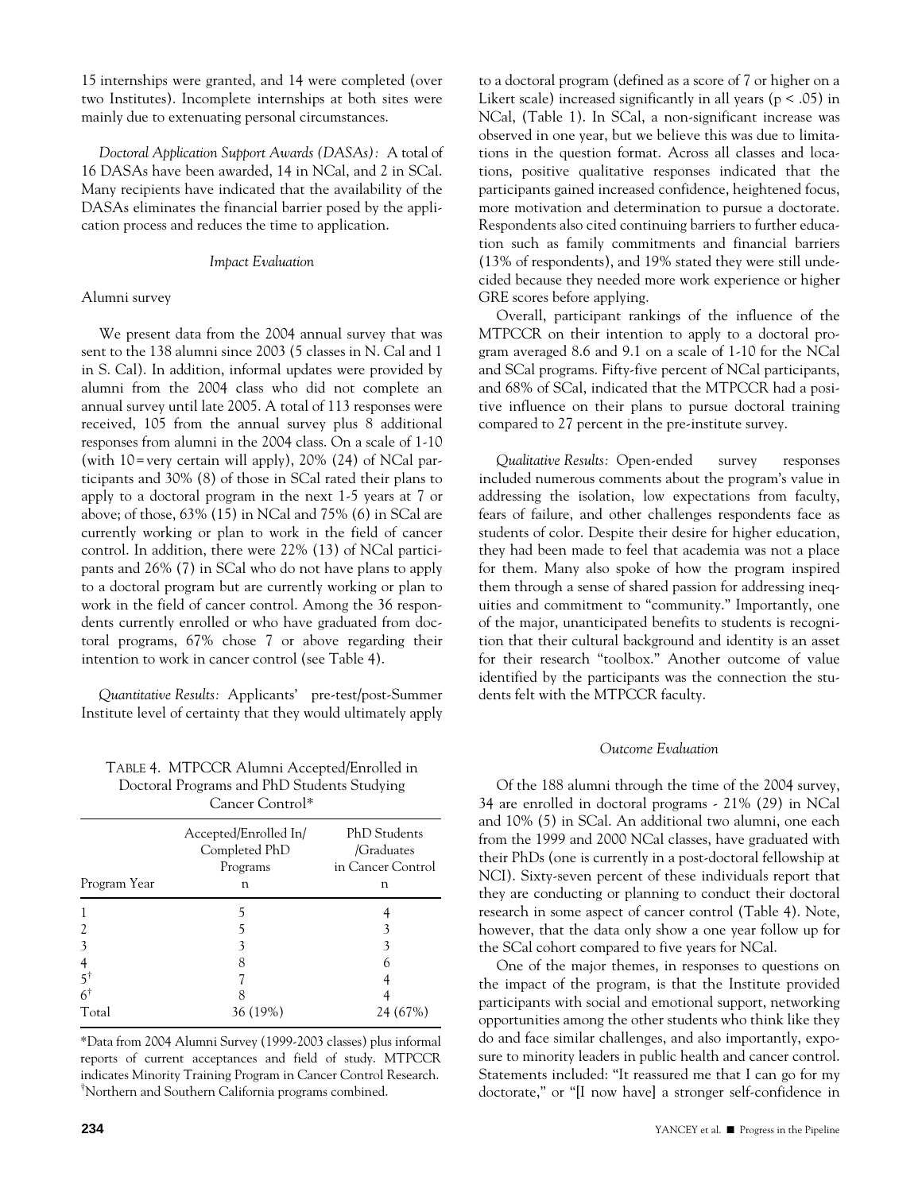15 internships were granted, and 14 were completed (over two Institutes). Incomplete internships at both sites were mainly due to extenuating personal circumstances.

*Doctoral Application Support Awards (DASAs):* A total of 16 DASAs have been awarded, 14 in NCal, and 2 in SCal. Many recipients have indicated that the availability of the DASAs eliminates the financial barrier posed by the application process and reduces the time to application.

### *Impact Evaluation*

Alumni survey

We present data from the 2004 annual survey that was sent to the 138 alumni since 2003 (5 classes in N. Cal and 1 in S. Cal). In addition, informal updates were provided by alumni from the 2004 class who did not complete an annual survey until late 2005. A total of 113 responses were received, 105 from the annual survey plus 8 additional responses from alumni in the 2004 class. On a scale of 1-10 (with 10=very certain will apply), 20% (24) of NCal participants and 30% (8) of those in SCal rated their plans to apply to a doctoral program in the next 1-5 years at 7 or above; of those, 63% (15) in NCal and 75% (6) in SCal are currently working or plan to work in the field of cancer control. In addition, there were 22% (13) of NCal participants and 26% (7) in SCal who do not have plans to apply to a doctoral program but are currently working or plan to work in the field of cancer control. Among the 36 respondents currently enrolled or who have graduated from doctoral programs, 67% chose 7 or above regarding their intention to work in cancer control (see Table 4).

*Quantitative Results:* Applicants' pre-test/post-Summer Institute level of certainty that they would ultimately apply to a doctoral program (defined as a score of 7 or higher on a Likert scale) increased significantly in all years ($p < .05$) in NCal, (Table 1). In SCal, a non-significant increase was observed in one year, but we believe this was due to limitations in the question format. Across all classes and locations, positive qualitative responses indicated that the participants gained increased confidence, heightened focus, more motivation and determination to pursue a doctorate. Respondents also cited continuing barriers to further education such as family commitments and financial barriers (13% of respondents), and 19% stated they were still undecided because they needed more work experience or higher GRE scores before applying.

Overall, participant rankings of the influence of the MTPCCR on their intention to apply to a doctoral program averaged 8.6 and 9.1 on a scale of 1-10 for the NCal and SCal programs. Fifty-five percent of NCal participants, and 68% of SCal, indicated that the MTPCCR had a positive influence on their plans to pursue doctoral training compared to 27 percent in the pre-institute survey.

*Qualitative Results:* Open-ended survey responses included numerous comments about the program's value in addressing the isolation, low expectations from faculty, fears of failure, and other challenges respondents face as students of color. Despite their desire for higher education, they had been made to feel that academia was not a place for them. Many also spoke of how the program inspired them through a sense of shared passion for addressing inequities and commitment to "community." Importantly, one of the major, unanticipated benefits to students is recognition that their cultural background and identity is an asset for their research "toolbox." Another outcome of value identified by the participants was the connection the students felt with the MTPCCR faculty.

TABLE 4. MTPCCR Alumni Accepted/Enrolled in Doctoral Programs and PhD Students Studying Cancer Control*

| Program Year | Accepted/Enrolled In/ Completed PhD Programs n | PhD Students /Graduates in Cancer Control n |
|---|---|---|
| 1 | 5 | 4 |
| 2 | 5 | 3 |
| 3 | 3 | 3 |
| 4 | 8 | 6 |
| 5[†] | 7 | 4 |
| 6[†] | 8 | 4 |
| Total | 36 (19%) | 24 (67%) |

*Data from 2004 Alumni Survey (1999-2003 classes) plus informal reports of current acceptances and field of study. MTPCCR indicates Minority Training Program in Cancer Control Research.
[†]Northern and Southern California programs combined.

### *Outcome Evaluation*

Of the 188 alumni through the time of the 2004 survey, 34 are enrolled in doctoral programs - 21% (29) in NCal and 10% (5) in SCal. An additional two alumni, one each from the 1999 and 2000 NCal classes, have graduated with their PhDs (one is currently in a post-doctoral fellowship at NCI). Sixty-seven percent of these individuals report that they are conducting or planning to conduct their doctoral research in some aspect of cancer control (Table 4). Note, however, that the data only show a one year follow up for the SCal cohort compared to five years for NCal.

One of the major themes, in responses to questions on the impact of the program, is that the Institute provided participants with social and emotional support, networking opportunities among the other students who think like they do and face similar challenges, and also importantly, exposure to minority leaders in public health and cancer control. Statements included: "It reassured me that I can go for my doctorate," or "[I now have] a stronger self-confidence in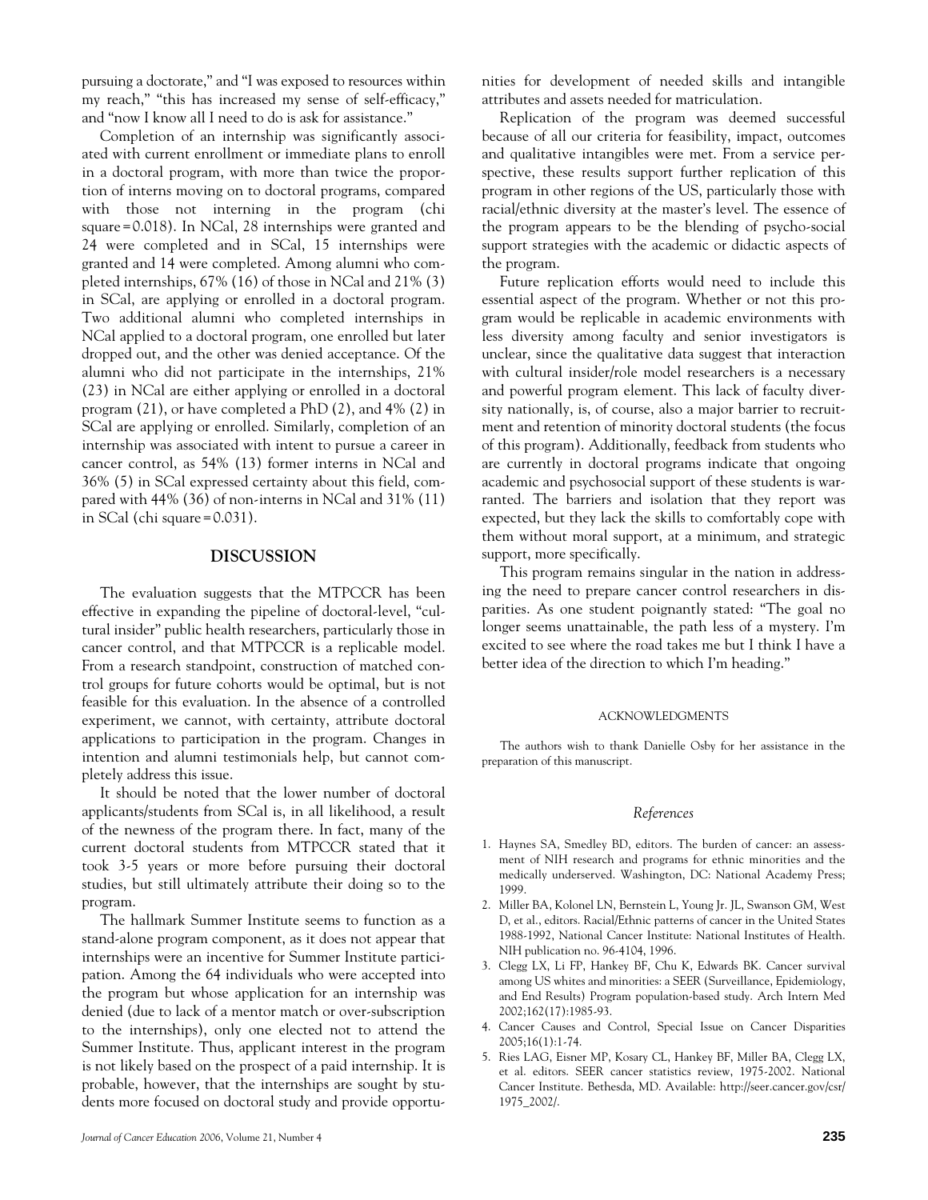pursuing a doctorate," and "I was exposed to resources within my reach," "this has increased my sense of self-efficacy," and "now I know all I need to do is ask for assistance."

Completion of an internship was significantly associated with current enrollment or immediate plans to enroll in a doctoral program, with more than twice the proportion of interns moving on to doctoral programs, compared with those not interning in the program (chi square = 0.018). In NCal, 28 internships were granted and 24 were completed and in SCal, 15 internships were granted and 14 were completed. Among alumni who completed internships, 67% (16) of those in NCal and 21% (3) in SCal, are applying or enrolled in a doctoral program. Two additional alumni who completed internships in NCal applied to a doctoral program, one enrolled but later dropped out, and the other was denied acceptance. Of the alumni who did not participate in the internships, 21% (23) in NCal are either applying or enrolled in a doctoral program (21), or have completed a PhD (2), and 4% (2) in SCal are applying or enrolled. Similarly, completion of an internship was associated with intent to pursue a career in cancer control, as 54% (13) former interns in NCal and 36% (5) in SCal expressed certainty about this field, compared with 44% (36) of non-interns in NCal and 31% (11) in SCal (chi square = 0.031).

## DISCUSSION

The evaluation suggests that the MTPCCR has been effective in expanding the pipeline of doctoral-level, "cultural insider" public health researchers, particularly those in cancer control, and that MTPCCR is a replicable model. From a research standpoint, construction of matched control groups for future cohorts would be optimal, but is not feasible for this evaluation. In the absence of a controlled experiment, we cannot, with certainty, attribute doctoral applications to participation in the program. Changes in intention and alumni testimonials help, but cannot completely address this issue.

It should be noted that the lower number of doctoral applicants/students from SCal is, in all likelihood, a result of the newness of the program there. In fact, many of the current doctoral students from MTPCCR stated that it took 3-5 years or more before pursuing their doctoral studies, but still ultimately attribute their doing so to the program.

The hallmark Summer Institute seems to function as a stand-alone program component, as it does not appear that internships were an incentive for Summer Institute participation. Among the 64 individuals who were accepted into the program but whose application for an internship was denied (due to lack of a mentor match or over-subscription to the internships), only one elected not to attend the Summer Institute. Thus, applicant interest in the program is not likely based on the prospect of a paid internship. It is probable, however, that the internships are sought by students more focused on doctoral study and provide opportunities for development of needed skills and intangible attributes and assets needed for matriculation.

Replication of the program was deemed successful because of all our criteria for feasibility, impact, outcomes and qualitative intangibles were met. From a service perspective, these results support further replication of this program in other regions of the US, particularly those with racial/ethnic diversity at the master's level. The essence of the program appears to be the blending of psycho-social support strategies with the academic or didactic aspects of the program.

Future replication efforts would need to include this essential aspect of the program. Whether or not this program would be replicable in academic environments with less diversity among faculty and senior investigators is unclear, since the qualitative data suggest that interaction with cultural insider/role model researchers is a necessary and powerful program element. This lack of faculty diversity nationally, is, of course, also a major barrier to recruitment and retention of minority doctoral students (the focus of this program). Additionally, feedback from students who are currently in doctoral programs indicate that ongoing academic and psychosocial support of these students is warranted. The barriers and isolation that they report was expected, but they lack the skills to comfortably cope with them without moral support, at a minimum, and strategic support, more specifically.

This program remains singular in the nation in addressing the need to prepare cancer control researchers in disparities. As one student poignantly stated: "The goal no longer seems unattainable, the path less of a mystery. I'm excited to see where the road takes me but I think I have a better idea of the direction to which I'm heading."

#### ACKNOWLEDGMENTS

The authors wish to thank Danielle Osby for her assistance in the preparation of this manuscript.

### *References*

1. Haynes SA, Smedley BD, editors. The burden of cancer: an assessment of NIH research and programs for ethnic minorities and the medically underserved. Washington, DC: National Academy Press; 1999.
2. Miller BA, Kolonel LN, Bernstein L, Young Jr. JL, Swanson GM, West D, et al., editors. Racial/Ethnic patterns of cancer in the United States 1988-1992, National Cancer Institute: National Institutes of Health. NIH publication no. 96-4104, 1996.
3. Clegg LX, Li FP, Hankey BF, Chu K, Edwards BK. Cancer survival among US whites and minorities: a SEER (Surveillance, Epidemiology, and End Results) Program population-based study. Arch Intern Med 2002;162(17):1985-93.
4. Cancer Causes and Control, Special Issue on Cancer Disparities 2005;16(1):1-74.
5. Ries LAG, Eisner MP, Kosary CL, Hankey BF, Miller BA, Clegg LX, et al. editors. SEER cancer statistics review, 1975-2002. National Cancer Institute. Bethesda, MD. Available: http://seer.cancer.gov/csr/1975_2002/.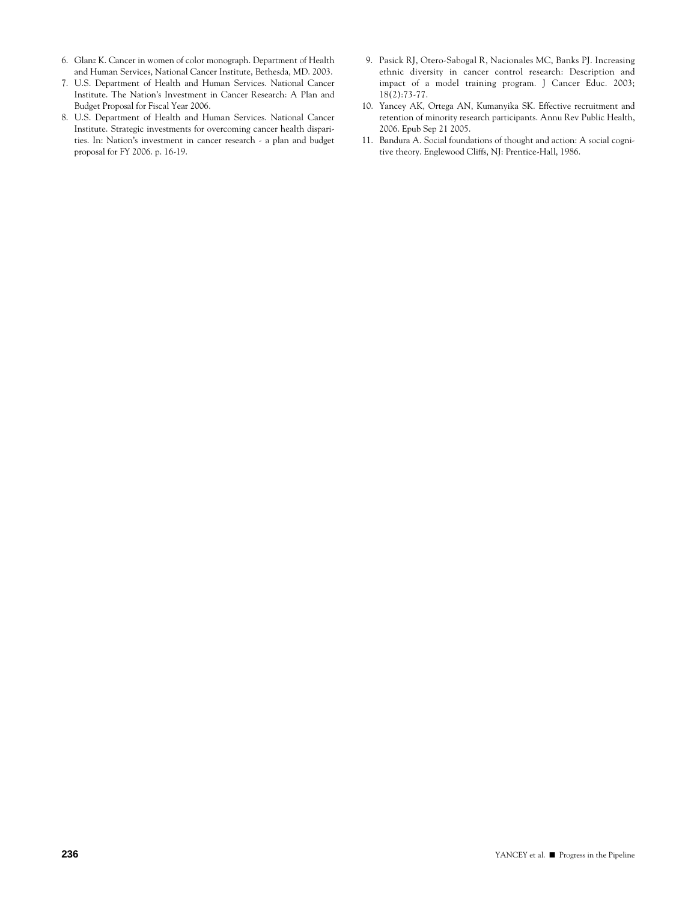6. Glanz K. Cancer in women of color monograph. Department of Health and Human Services, National Cancer Institute, Bethesda, MD. 2003.
7. U.S. Department of Health and Human Services. National Cancer Institute. The Nation's Investment in Cancer Research: A Plan and Budget Proposal for Fiscal Year 2006.
8. U.S. Department of Health and Human Services. National Cancer Institute. Strategic investments for overcoming cancer health disparities. In: Nation's investment in cancer research - a plan and budget proposal for FY 2006. p. 16-19.
9. Pasick RJ, Otero-Sabogal R, Nacionales MC, Banks PJ. Increasing ethnic diversity in cancer control research: Description and impact of a model training program. J Cancer Educ. 2003; 18(2):73-77.
10. Yancey AK, Ortega AN, Kumanyika SK. Effective recruitment and retention of minority research participants. Annu Rev Public Health, 2006. Epub Sep 21 2005.
11. Bandura A. Social foundations of thought and action: A social cognitive theory. Englewood Cliffs, NJ: Prentice-Hall, 1986.